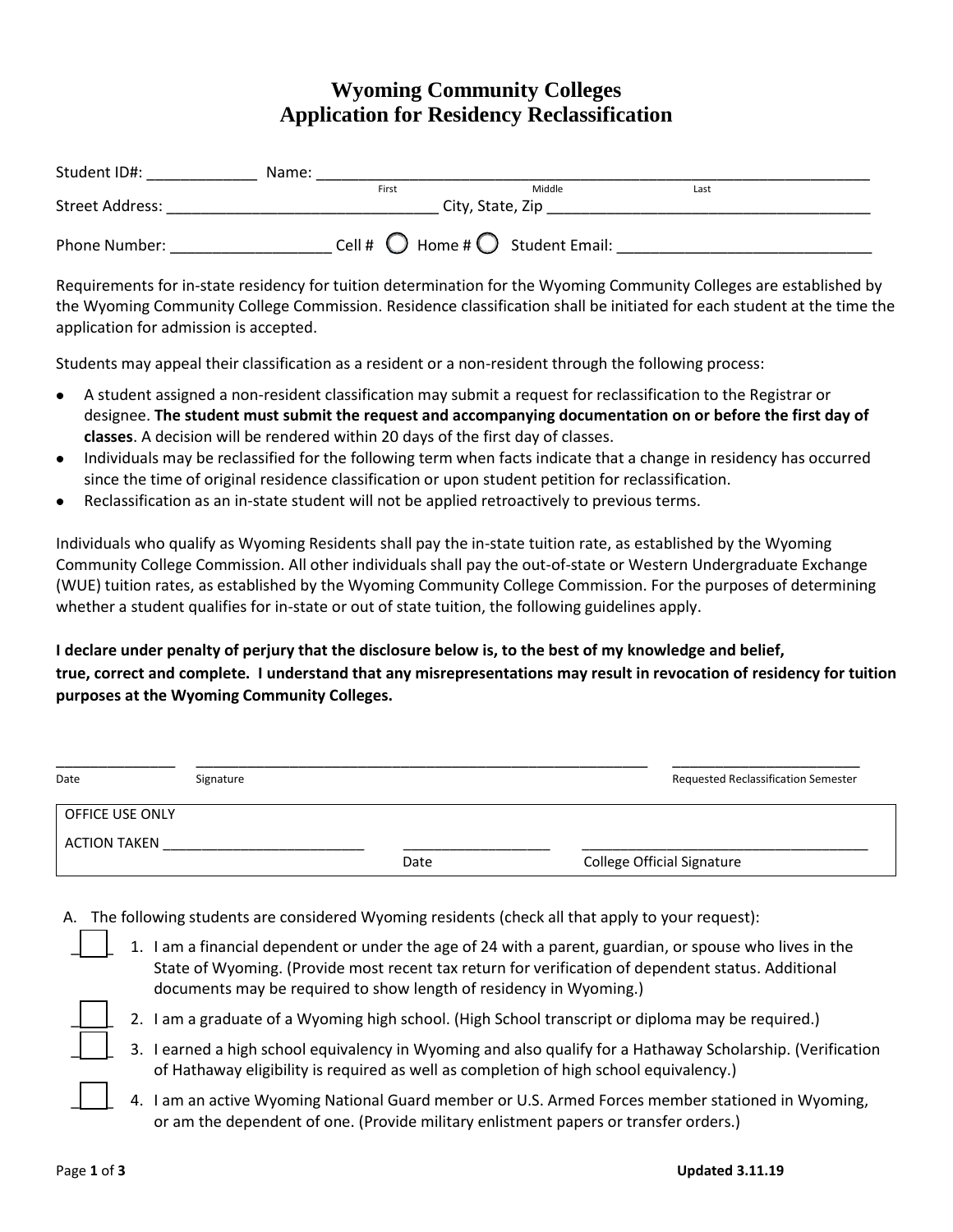# Wyoming Community Colleges
# Application for Residency Reclassification

Student ID#: _____________ Name: ____________________________________________________________________
First Middle Last

Street Address: ________________________________ City, State, Zip ______________________________________

Phone Number: __________________ Cell # ◯ Home # ◯ Student Email: ______________________________

Requirements for in-state residency for tuition determination for the Wyoming Community Colleges are established by the Wyoming Community College Commission. Residence classification shall be initiated for each student at the time the application for admission is accepted.

Students may appeal their classification as a resident or a non-resident through the following process:

- A student assigned a non-resident classification may submit a request for reclassification to the Registrar or designee. **The student must submit the request and accompanying documentation on or before the first day of classes**. A decision will be rendered within 20 days of the first day of classes.
- Individuals may be reclassified for the following term when facts indicate that a change in residency has occurred since the time of original residence classification or upon student petition for reclassification.
- Reclassification as an in-state student will not be applied retroactively to previous terms.

Individuals who qualify as Wyoming Residents shall pay the in-state tuition rate, as established by the Wyoming Community College Commission. All other individuals shall pay the out-of-state or Western Undergraduate Exchange (WUE) tuition rates, as established by the Wyoming Community College Commission. For the purposes of determining whether a student qualifies for in-state or out of state tuition, the following guidelines apply.

**I declare under penalty of perjury that the disclosure below is, to the best of my knowledge and belief, true, correct and complete. I understand that any misrepresentations may result in revocation of residency for tuition purposes at the Wyoming Community Colleges.**

_______________ ________________________________________________________ ________________________
Date Signature Requested Reclassification Semester

| OFFICE USE ONLY | | |
|---|---|---|
| ACTION TAKEN _________________________ | __________________ Date | ____________________________________ College Official Signature |

A. The following students are considered Wyoming residents (check all that apply to your request):

- ___ 1. I am a financial dependent or under the age of 24 with a parent, guardian, or spouse who lives in the State of Wyoming. (Provide most recent tax return for verification of dependent status. Additional documents may be required to show length of residency in Wyoming.)
- ___ 2. I am a graduate of a Wyoming high school. (High School transcript or diploma may be required.)
- ___ 3. I earned a high school equivalency in Wyoming and also qualify for a Hathaway Scholarship. (Verification of Hathaway eligibility is required as well as completion of high school equivalency.)
- ___ 4. I am an active Wyoming National Guard member or U.S. Armed Forces member stationed in Wyoming, or am the dependent of one. (Provide military enlistment papers or transfer orders.)

Updated 3.11.19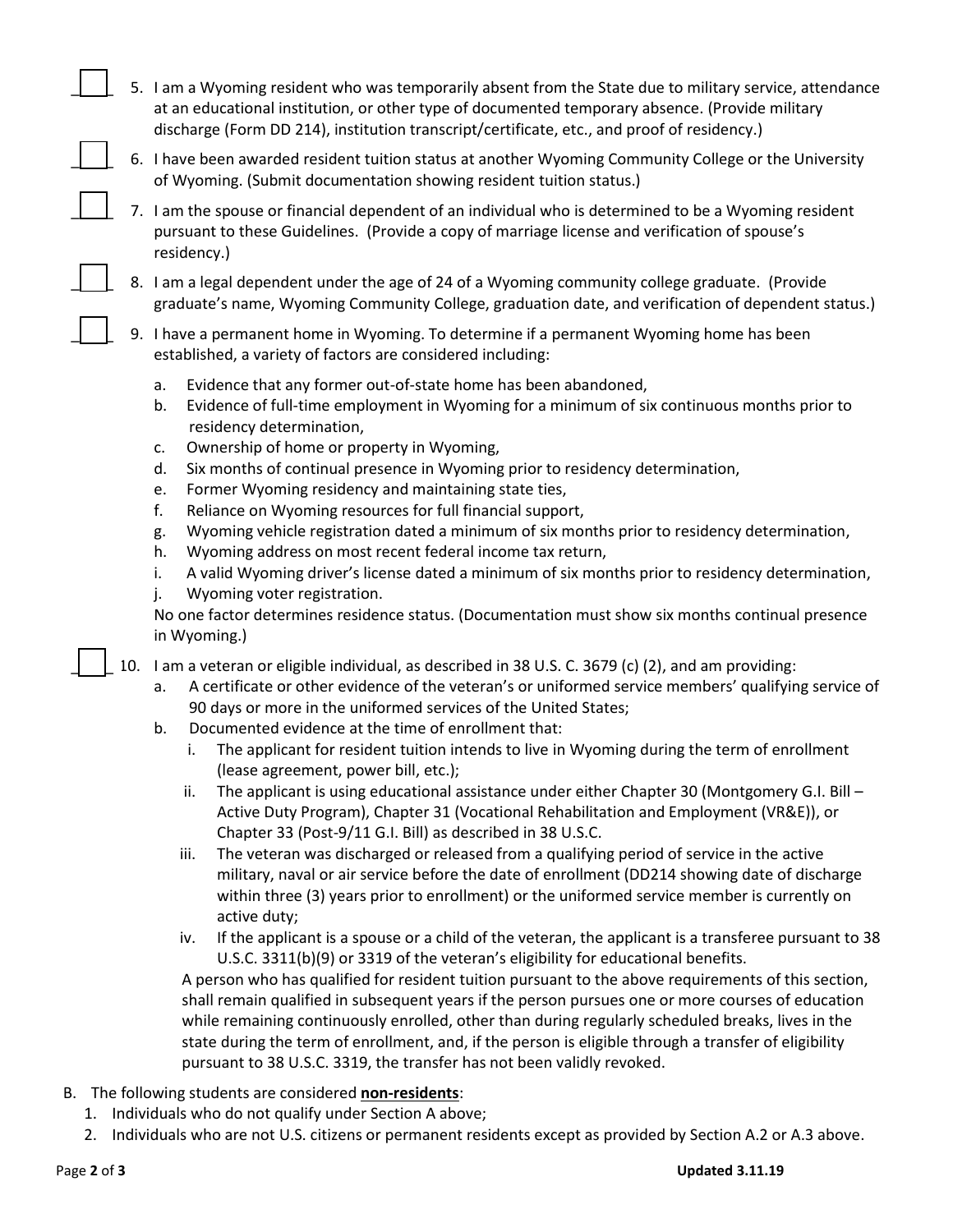5. I am a Wyoming resident who was temporarily absent from the State due to military service, attendance at an educational institution, or other type of documented temporary absence. (Provide military discharge (Form DD 214), institution transcript/certificate, etc., and proof of residency.)

6. I have been awarded resident tuition status at another Wyoming Community College or the University of Wyoming. (Submit documentation showing resident tuition status.)

7. I am the spouse or financial dependent of an individual who is determined to be a Wyoming resident pursuant to these Guidelines. (Provide a copy of marriage license and verification of spouse's residency.)

8. I am a legal dependent under the age of 24 of a Wyoming community college graduate. (Provide graduate's name, Wyoming Community College, graduation date, and verification of dependent status.)

9. I have a permanent home in Wyoming. To determine if a permanent Wyoming home has been established, a variety of factors are considered including:

   a. Evidence that any former out-of-state home has been abandoned,
   b. Evidence of full-time employment in Wyoming for a minimum of six continuous months prior to residency determination,
   c. Ownership of home or property in Wyoming,
   d. Six months of continual presence in Wyoming prior to residency determination,
   e. Former Wyoming residency and maintaining state ties,
   f. Reliance on Wyoming resources for full financial support,
   g. Wyoming vehicle registration dated a minimum of six months prior to residency determination,
   h. Wyoming address on most recent federal income tax return,
   i. A valid Wyoming driver's license dated a minimum of six months prior to residency determination,
   j. Wyoming voter registration.

   No one factor determines residence status. (Documentation must show six months continual presence in Wyoming.)

10. I am a veteran or eligible individual, as described in 38 U.S. C. 3679 (c) (2), and am providing:
    a. A certificate or other evidence of the veteran's or uniformed service members' qualifying service of 90 days or more in the uniformed services of the United States;
    b. Documented evidence at the time of enrollment that:
       i. The applicant for resident tuition intends to live in Wyoming during the term of enrollment (lease agreement, power bill, etc.);
       ii. The applicant is using educational assistance under either Chapter 30 (Montgomery G.I. Bill – Active Duty Program), Chapter 31 (Vocational Rehabilitation and Employment (VR&E)), or Chapter 33 (Post-9/11 G.I. Bill) as described in 38 U.S.C.
       iii. The veteran was discharged or released from a qualifying period of service in the active military, naval or air service before the date of enrollment (DD214 showing date of discharge within three (3) years prior to enrollment) or the uniformed service member is currently on active duty;
       iv. If the applicant is a spouse or a child of the veteran, the applicant is a transferee pursuant to 38 U.S.C. 3311(b)(9) or 3319 of the veteran's eligibility for educational benefits.

    A person who has qualified for resident tuition pursuant to the above requirements of this section, shall remain qualified in subsequent years if the person pursues one or more courses of education while remaining continuously enrolled, other than during regularly scheduled breaks, lives in the state during the term of enrollment, and, if the person is eligible through a transfer of eligibility pursuant to 38 U.S.C. 3319, the transfer has not been validly revoked.

B. The following students are considered **non-residents**:
   1. Individuals who do not qualify under Section A above;
   2. Individuals who are not U.S. citizens or permanent residents except as provided by Section A.2 or A.3 above.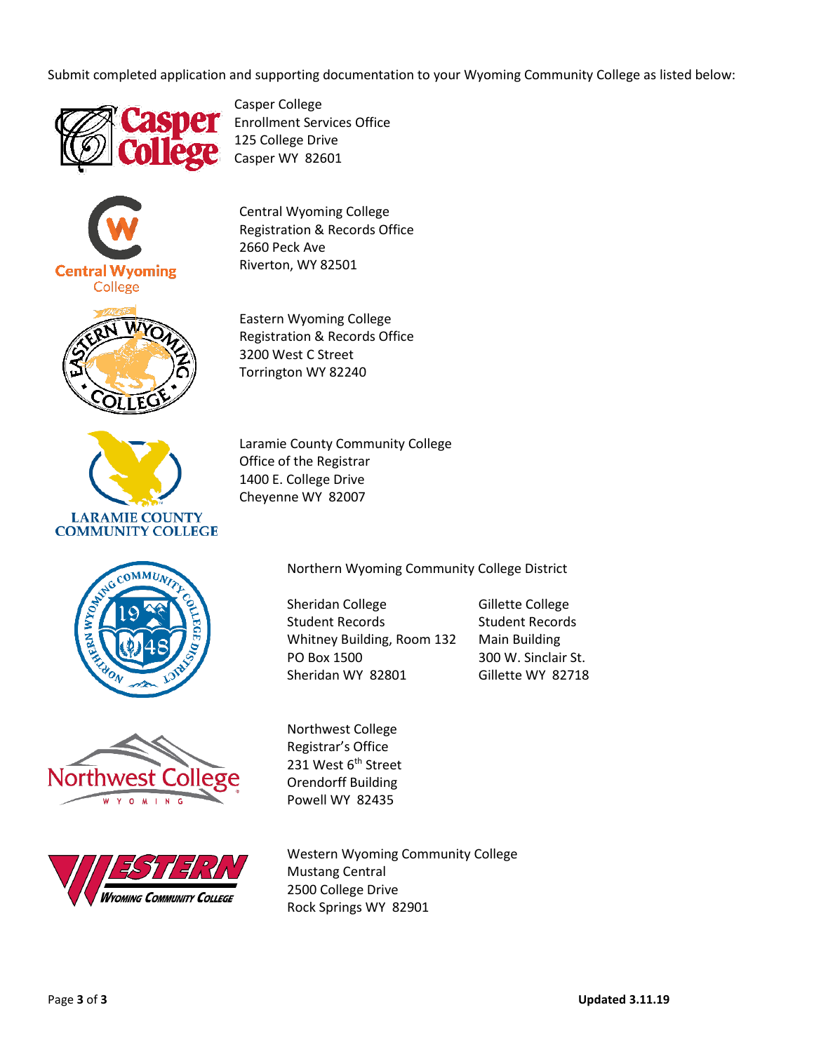Submit completed application and supporting documentation to your Wyoming Community College as listed below:

Casper College
Enrollment Services Office
125 College Drive
Casper WY 82601

Central Wyoming College
Registration & Records Office
2660 Peck Ave
Riverton, WY 82501

Eastern Wyoming College
Registration & Records Office
3200 West C Street
Torrington WY 82240

Laramie County Community College
Office of the Registrar
1400 E. College Drive
Cheyenne WY 82007

Northern Wyoming Community College District

Sheridan College
Student Records
Whitney Building, Room 132
PO Box 1500
Sheridan WY 82801

Gillette College
Student Records
Main Building
300 W. Sinclair St.
Gillette WY 82718

Northwest College
Registrar's Office
231 West 6th Street
Orendorff Building
Powell WY 82435

Western Wyoming Community College
Mustang Central
2500 College Drive
Rock Springs WY 82901

Updated 3.11.19